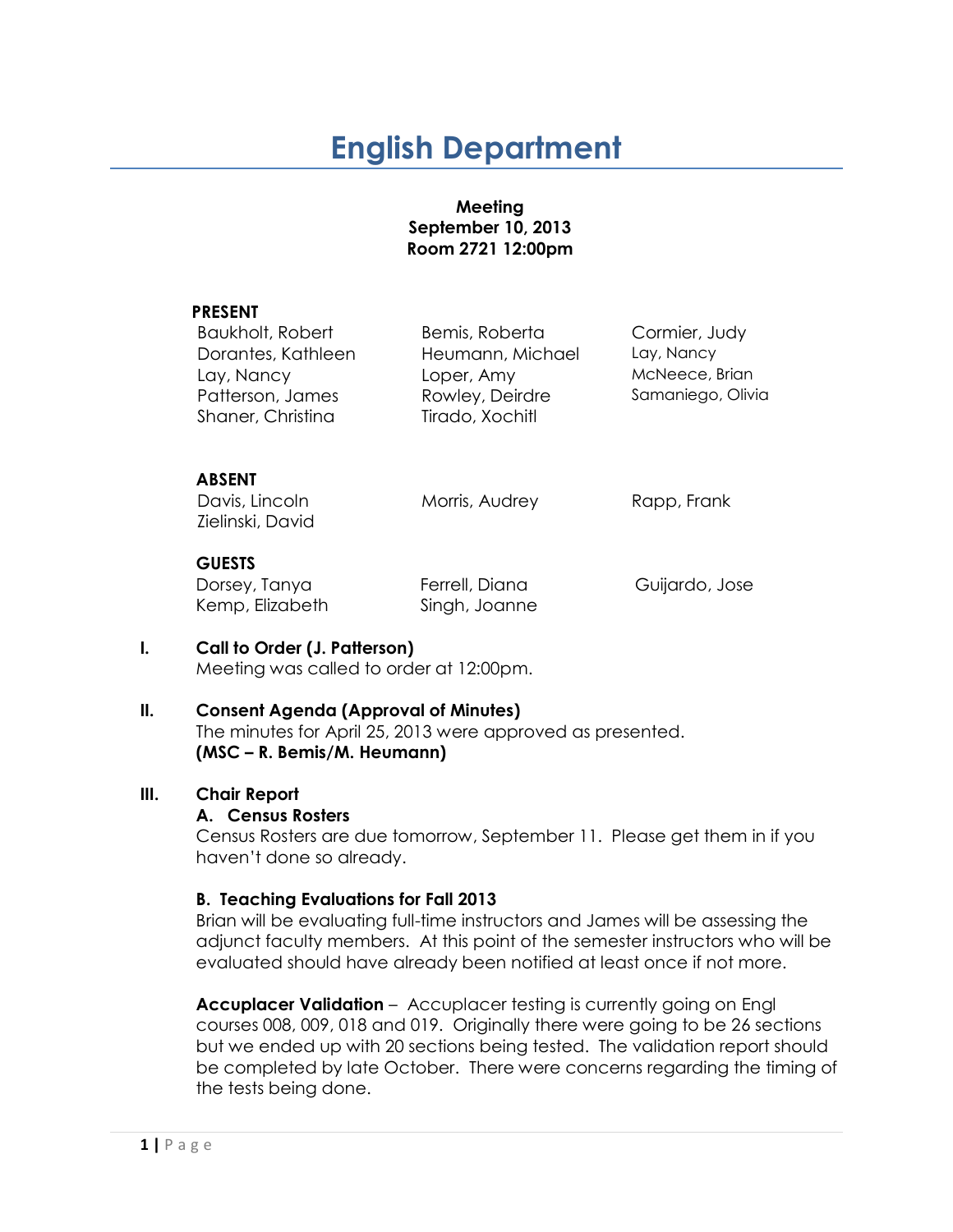# English Department

**Meeting**
**September 10, 2013**
**Room 2721 12:00pm**

**PRESENT**

| | | |
|---|---|---|
| Baukholt, Robert | Bemis, Roberta | Cormier, Judy |
| Dorantes, Kathleen | Heumann, Michael | Lay, Nancy |
| Lay, Nancy | Loper, Amy | McNeece, Brian |
| Patterson, James | Rowley, Deirdre | Samaniego, Olivia |
| Shaner, Christina | Tirado, Xochitl | |

**ABSENT**

| | | |
|---|---|---|
| Davis, Lincoln | Morris, Audrey | Rapp, Frank |
| Zielinski, David | | |

**GUESTS**

| | | |
|---|---|---|
| Dorsey, Tanya | Ferrell, Diana | Guijardo, Jose |
| Kemp, Elizabeth | Singh, Joanne | |

## I. Call to Order (J. Patterson)

Meeting was called to order at 12:00pm.

## II. Consent Agenda (Approval of Minutes)

The minutes for April 25, 2013 were approved as presented.
**(MSC – R. Bemis/M. Heumann)**

## III. Chair Report

### A. Census Rosters

Census Rosters are due tomorrow, September 11. Please get them in if you haven't done so already.

### B. Teaching Evaluations for Fall 2013

Brian will be evaluating full-time instructors and James will be assessing the adjunct faculty members. At this point of the semester instructors who will be evaluated should have already been notified at least once if not more.

**Accuplacer Validation** – Accuplacer testing is currently going on Engl courses 008, 009, 018 and 019. Originally there were going to be 26 sections but we ended up with 20 sections being tested. The validation report should be completed by late October. There were concerns regarding the timing of the tests being done.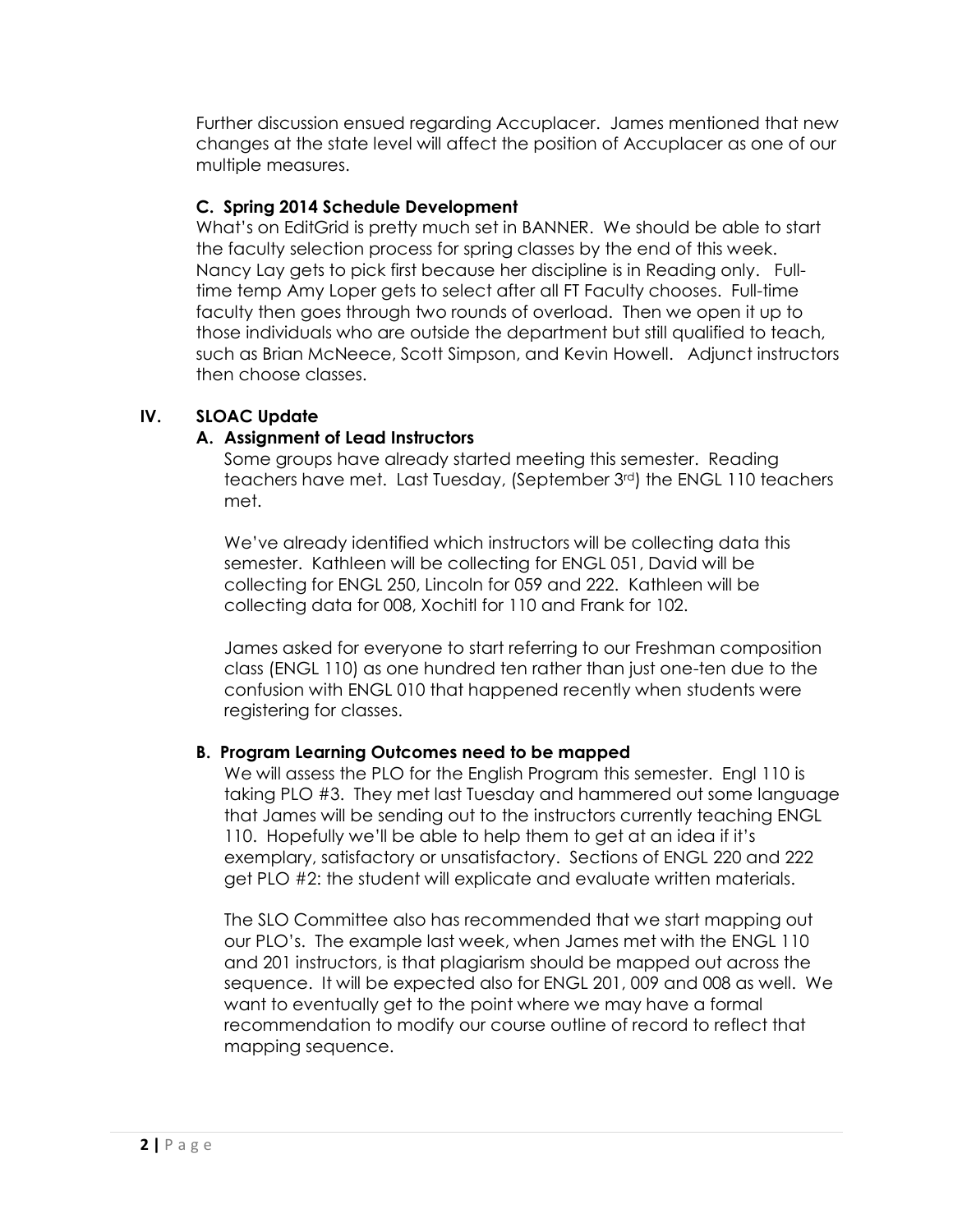Further discussion ensued regarding Accuplacer. James mentioned that new changes at the state level will affect the position of Accuplacer as one of our multiple measures.

### C. Spring 2014 Schedule Development

What's on EditGrid is pretty much set in BANNER. We should be able to start the faculty selection process for spring classes by the end of this week. Nancy Lay gets to pick first because her discipline is in Reading only. Full-time temp Amy Loper gets to select after all FT Faculty chooses. Full-time faculty then goes through two rounds of overload. Then we open it up to those individuals who are outside the department but still qualified to teach, such as Brian McNeece, Scott Simpson, and Kevin Howell. Adjunct instructors then choose classes.

## IV. SLOAC Update

### A. Assignment of Lead Instructors

Some groups have already started meeting this semester. Reading teachers have met. Last Tuesday, (September 3rd) the ENGL 110 teachers met.

We've already identified which instructors will be collecting data this semester. Kathleen will be collecting for ENGL 051, David will be collecting for ENGL 250, Lincoln for 059 and 222. Kathleen will be collecting data for 008, Xochitl for 110 and Frank for 102.

James asked for everyone to start referring to our Freshman composition class (ENGL 110) as one hundred ten rather than just one-ten due to the confusion with ENGL 010 that happened recently when students were registering for classes.

### B. Program Learning Outcomes need to be mapped

We will assess the PLO for the English Program this semester. Engl 110 is taking PLO #3. They met last Tuesday and hammered out some language that James will be sending out to the instructors currently teaching ENGL 110. Hopefully we'll be able to help them to get at an idea if it's exemplary, satisfactory or unsatisfactory. Sections of ENGL 220 and 222 get PLO #2: the student will explicate and evaluate written materials.

The SLO Committee also has recommended that we start mapping out our PLO's. The example last week, when James met with the ENGL 110 and 201 instructors, is that plagiarism should be mapped out across the sequence. It will be expected also for ENGL 201, 009 and 008 as well. We want to eventually get to the point where we may have a formal recommendation to modify our course outline of record to reflect that mapping sequence.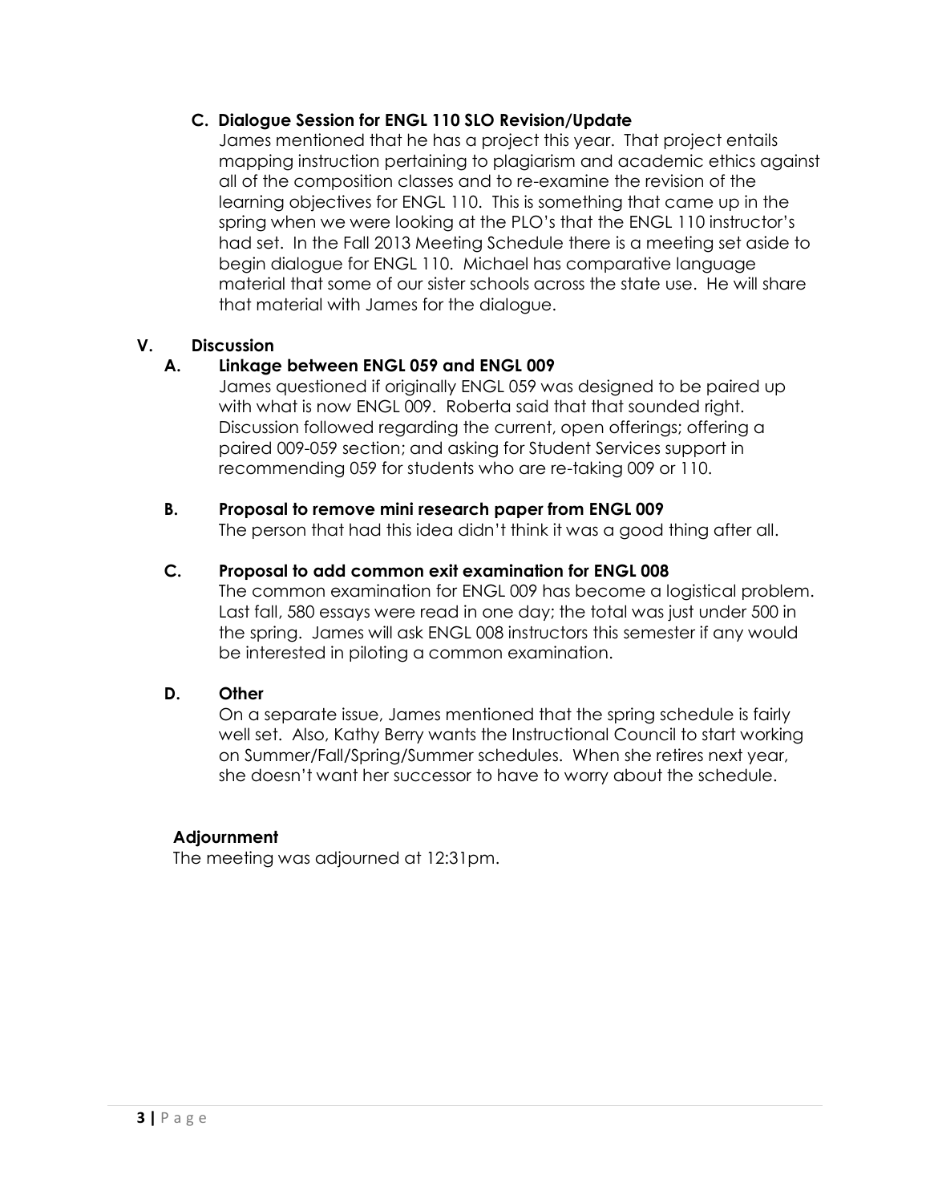### C. Dialogue Session for ENGL 110 SLO Revision/Update

James mentioned that he has a project this year. That project entails mapping instruction pertaining to plagiarism and academic ethics against all of the composition classes and to re-examine the revision of the learning objectives for ENGL 110. This is something that came up in the spring when we were looking at the PLO's that the ENGL 110 instructor's had set. In the Fall 2013 Meeting Schedule there is a meeting set aside to begin dialogue for ENGL 110. Michael has comparative language material that some of our sister schools across the state use. He will share that material with James for the dialogue.

## V. Discussion

### A. Linkage between ENGL 059 and ENGL 009

James questioned if originally ENGL 059 was designed to be paired up with what is now ENGL 009. Roberta said that that sounded right. Discussion followed regarding the current, open offerings; offering a paired 009-059 section; and asking for Student Services support in recommending 059 for students who are re-taking 009 or 110.

### B. Proposal to remove mini research paper from ENGL 009

The person that had this idea didn't think it was a good thing after all.

### C. Proposal to add common exit examination for ENGL 008

The common examination for ENGL 009 has become a logistical problem. Last fall, 580 essays were read in one day; the total was just under 500 in the spring. James will ask ENGL 008 instructors this semester if any would be interested in piloting a common examination.

### D. Other

On a separate issue, James mentioned that the spring schedule is fairly well set. Also, Kathy Berry wants the Instructional Council to start working on Summer/Fall/Spring/Summer schedules. When she retires next year, she doesn't want her successor to have to worry about the schedule.

## Adjournment

The meeting was adjourned at 12:31pm.